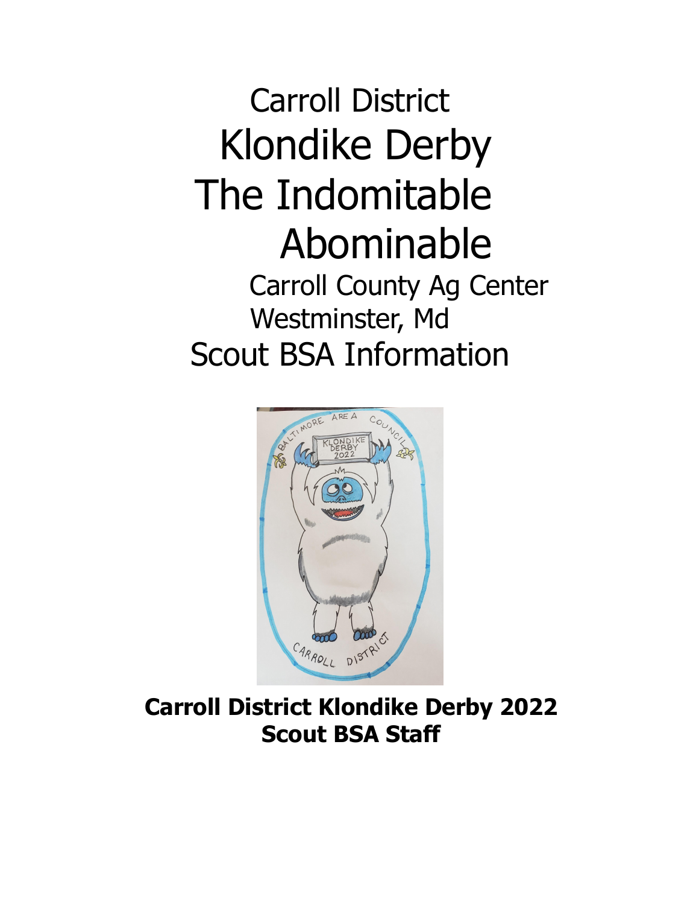# Carroll District

# Klondike Derby

# The Indomitable Abominable

Carroll County Ag Center

Westminster, Md

## Scout BSA Information

**Carroll District Klondike Derby 2022**

**Scout BSA Staff**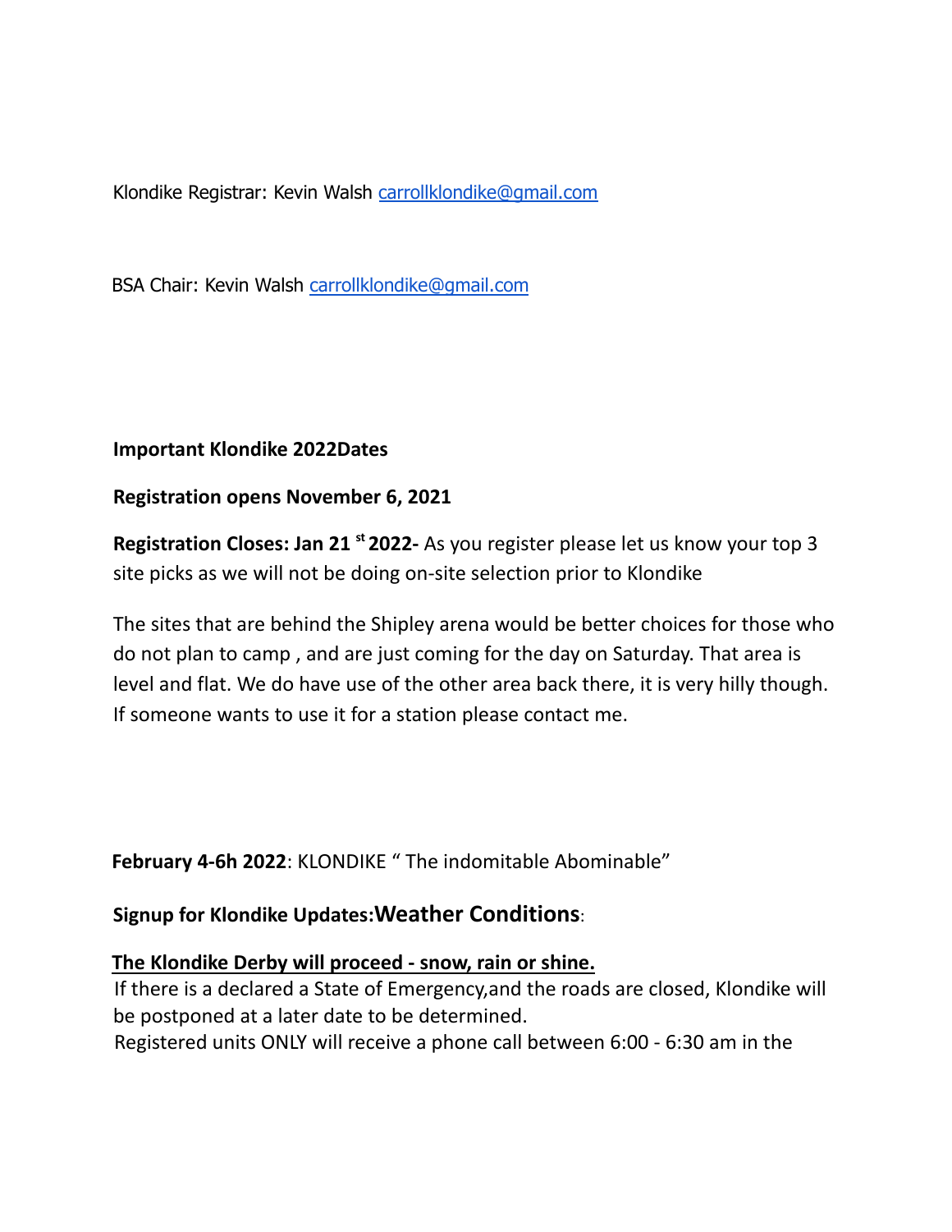Klondike Registrar: Kevin Walsh [carrollklondike@gmail.com](mailto:carrollklondike@gmail.com)

BSA Chair: Kevin Walsh [carrollklondike@gmail.com](mailto:carrollklondike@gmail.com)

**Important Klondike 2022Dates**

**Registration opens November 6, 2021**

**Registration Closes: Jan 21 st 2022-** As you register please let us know your top 3 site picks as we will not be doing on-site selection prior to Klondike

The sites that are behind the Shipley arena would be better choices for those who do not plan to camp , and are just coming for the day on Saturday. That area is level and flat. We do have use of the other area back there, it is very hilly though. If someone wants to use it for a station please contact me.

**February 4-6h 2022**: KLONDIKE " The indomitable Abominable"

**Signup for Klondike Updates:Weather Conditions**:

**The Klondike Derby will proceed - snow, rain or shine.**

If there is a declared a State of Emergency,and the roads are closed, Klondike will be postponed at a later date to be determined.

Registered units ONLY will receive a phone call between 6:00 - 6:30 am in the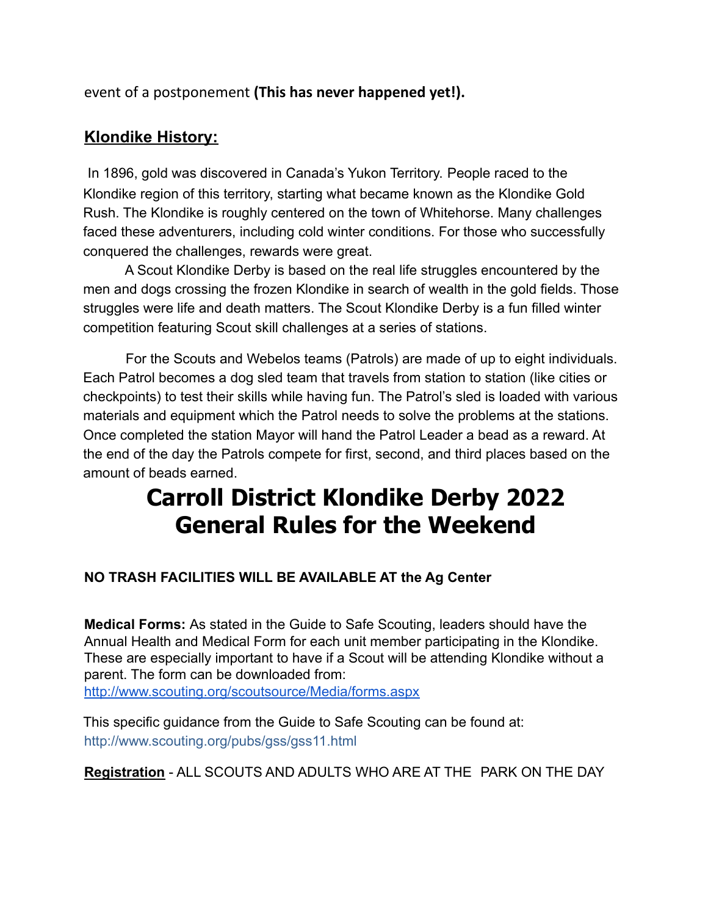event of a postponement **(This has never happened yet!).**

## Klondike History:

In 1896, gold was discovered in Canada's Yukon Territory. People raced to the Klondike region of this territory, starting what became known as the Klondike Gold Rush. The Klondike is roughly centered on the town of Whitehorse. Many challenges faced these adventurers, including cold winter conditions. For those who successfully conquered the challenges, rewards were great.

A Scout Klondike Derby is based on the real life struggles encountered by the men and dogs crossing the frozen Klondike in search of wealth in the gold fields. Those struggles were life and death matters. The Scout Klondike Derby is a fun filled winter competition featuring Scout skill challenges at a series of stations.

For the Scouts and Webelos teams (Patrols) are made of up to eight individuals. Each Patrol becomes a dog sled team that travels from station to station (like cities or checkpoints) to test their skills while having fun. The Patrol's sled is loaded with various materials and equipment which the Patrol needs to solve the problems at the stations. Once completed the station Mayor will hand the Patrol Leader a bead as a reward. At the end of the day the Patrols compete for first, second, and third places based on the amount of beads earned.

# Carroll District Klondike Derby 2022
# General Rules for the Weekend

**NO TRASH FACILITIES WILL BE AVAILABLE AT the Ag Center**

**Medical Forms:** As stated in the Guide to Safe Scouting, leaders should have the Annual Health and Medical Form for each unit member participating in the Klondike. These are especially important to have if a Scout will be attending Klondike without a parent. The form can be downloaded from: http://www.scouting.org/scoutsource/Media/forms.aspx

This specific guidance from the Guide to Safe Scouting can be found at: http://www.scouting.org/pubs/gss/gss11.html

**Registration** - ALL SCOUTS AND ADULTS WHO ARE AT THE PARK ON THE DAY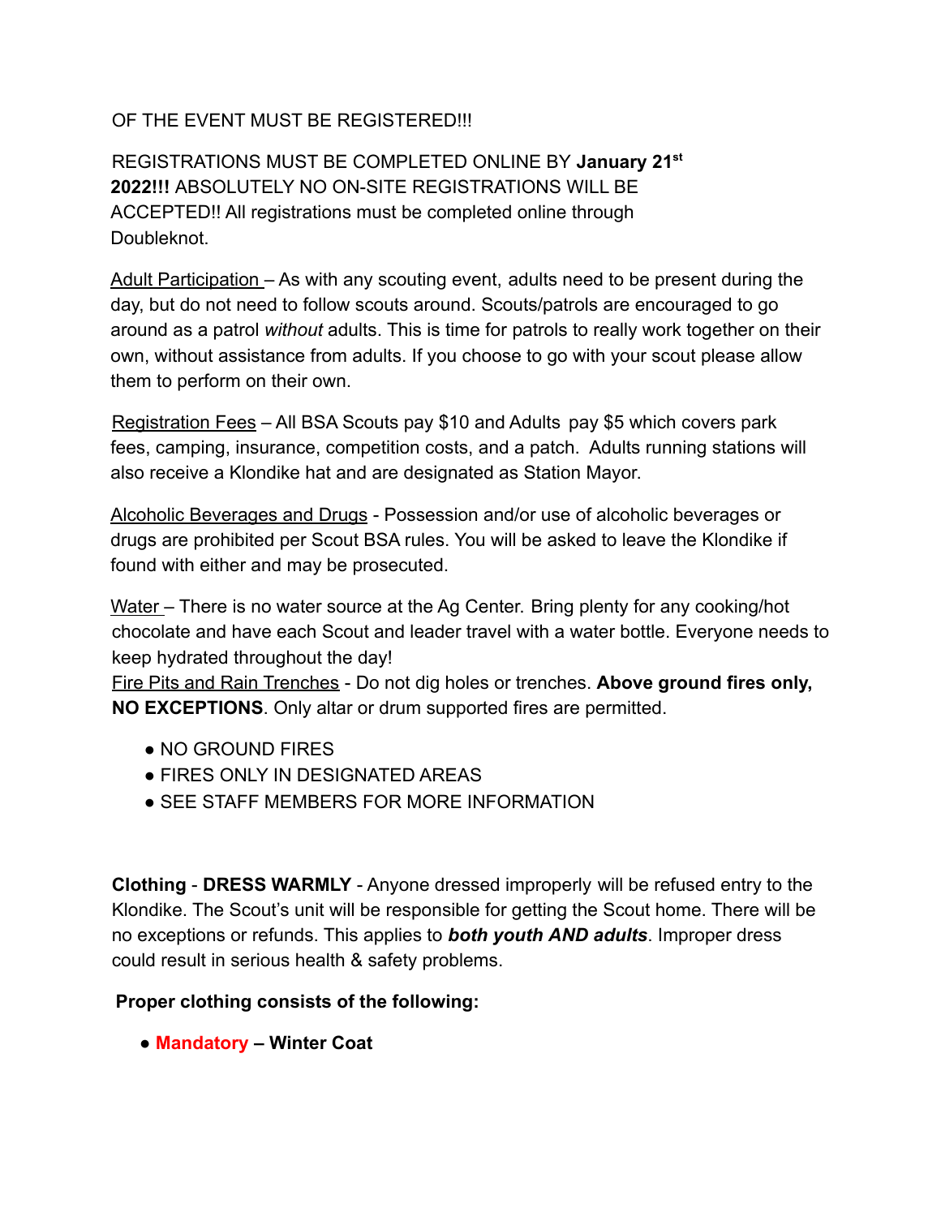OF THE EVENT MUST BE REGISTERED!!!

REGISTRATIONS MUST BE COMPLETED ONLINE BY **January 21st 2022!!!** ABSOLUTELY NO ON-SITE REGISTRATIONS WILL BE ACCEPTED!! All registrations must be completed online through Doubleknot.

Adult Participation – As with any scouting event, adults need to be present during the day, but do not need to follow scouts around. Scouts/patrols are encouraged to go around as a patrol *without* adults. This is time for patrols to really work together on their own, without assistance from adults. If you choose to go with your scout please allow them to perform on their own.

Registration Fees – All BSA Scouts pay $10 and Adults pay $5 which covers park fees, camping, insurance, competition costs, and a patch. Adults running stations will also receive a Klondike hat and are designated as Station Mayor.

Alcoholic Beverages and Drugs - Possession and/or use of alcoholic beverages or drugs are prohibited per Scout BSA rules. You will be asked to leave the Klondike if found with either and may be prosecuted.

Water – There is no water source at the Ag Center. Bring plenty for any cooking/hot chocolate and have each Scout and leader travel with a water bottle. Everyone needs to keep hydrated throughout the day!

Fire Pits and Rain Trenches - Do not dig holes or trenches. **Above ground fires only, NO EXCEPTIONS**. Only altar or drum supported fires are permitted.

- NO GROUND FIRES
- FIRES ONLY IN DESIGNATED AREAS
- SEE STAFF MEMBERS FOR MORE INFORMATION

**Clothing** - **DRESS WARMLY** - Anyone dressed improperly will be refused entry to the Klondike. The Scout's unit will be responsible for getting the Scout home. There will be no exceptions or refunds. This applies to ***both youth AND adults***. Improper dress could result in serious health & safety problems.

**Proper clothing consists of the following:**

- **Mandatory – Winter Coat**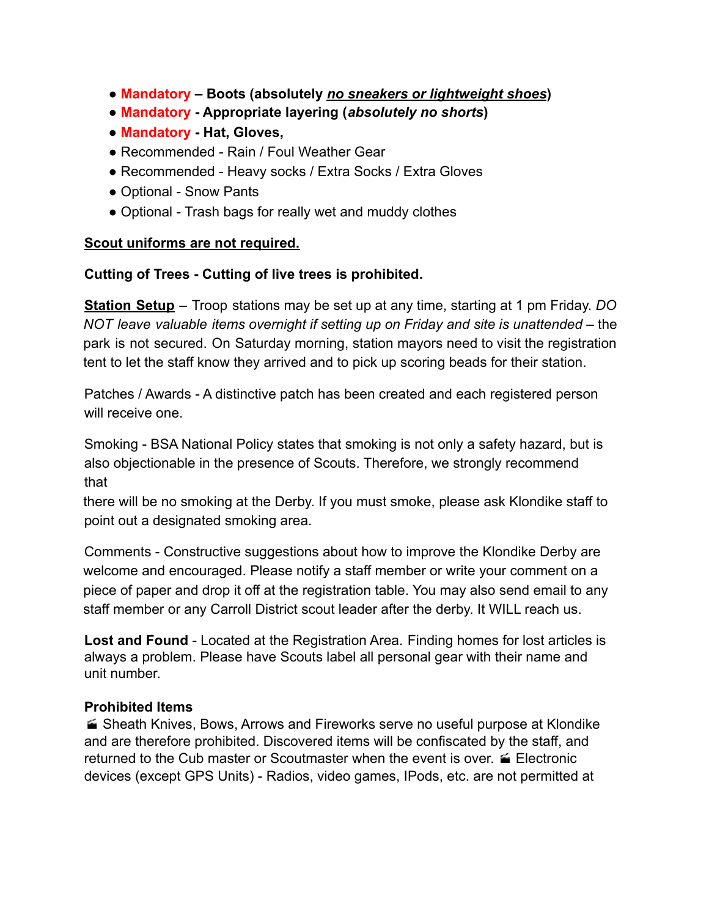- **Mandatory – Boots (absolutely _no sneakers or lightweight shoes_)**
- **Mandatory - Appropriate layering (*absolutely no shorts*)**
- **Mandatory - Hat, Gloves,**
- Recommended - Rain / Foul Weather Gear
- Recommended - Heavy socks / Extra Socks / Extra Gloves
- Optional - Snow Pants
- Optional - Trash bags for really wet and muddy clothes

**Scout uniforms are not required.**

**Cutting of Trees - Cutting of live trees is prohibited.**

**Station Setup** – Troop stations may be set up at any time, starting at 1 pm Friday. *DO NOT leave valuable items overnight if setting up on Friday and site is unattended* – the park is not secured. On Saturday morning, station mayors need to visit the registration tent to let the staff know they arrived and to pick up scoring beads for their station.

Patches / Awards - A distinctive patch has been created and each registered person will receive one.

Smoking - BSA National Policy states that smoking is not only a safety hazard, but is also objectionable in the presence of Scouts. Therefore, we strongly recommend that
there will be no smoking at the Derby. If you must smoke, please ask Klondike staff to point out a designated smoking area.

Comments - Constructive suggestions about how to improve the Klondike Derby are welcome and encouraged. Please notify a staff member or write your comment on a piece of paper and drop it off at the registration table. You may also send email to any staff member or any Carroll District scout leader after the derby. It WILL reach us.

**Lost and Found** - Located at the Registration Area. Finding homes for lost articles is always a problem. Please have Scouts label all personal gear with their name and unit number.

**Prohibited Items**
🎬 Sheath Knives, Bows, Arrows and Fireworks serve no useful purpose at Klondike and are therefore prohibited. Discovered items will be confiscated by the staff, and returned to the Cub master or Scoutmaster when the event is over. 🎬 Electronic devices (except GPS Units) - Radios, video games, IPods, etc. are not permitted at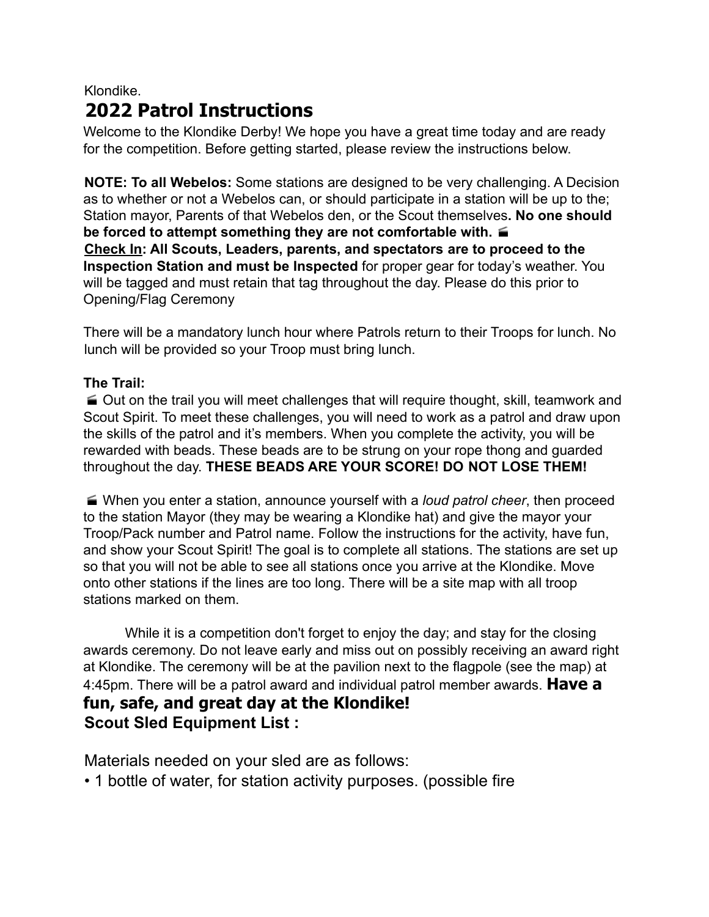Klondike.

# 2022 Patrol Instructions

Welcome to the Klondike Derby! We hope you have a great time today and are ready for the competition. Before getting started, please review the instructions below.

**NOTE: To all Webelos:** Some stations are designed to be very challenging. A Decision as to whether or not a Webelos can, or should participate in a station will be up to the; Station mayor, Parents of that Webelos den, or the Scout themselves**. No one should be forced to attempt something they are not comfortable with.** 🎬

**<u>Check In</u>: All Scouts, Leaders, parents, and spectators are to proceed to the Inspection Station and must be Inspected** for proper gear for today's weather. You will be tagged and must retain that tag throughout the day. Please do this prior to Opening/Flag Ceremony

There will be a mandatory lunch hour where Patrols return to their Troops for lunch. No lunch will be provided so your Troop must bring lunch.

**The Trail:**

🎬 Out on the trail you will meet challenges that will require thought, skill, teamwork and Scout Spirit. To meet these challenges, you will need to work as a patrol and draw upon the skills of the patrol and it's members. When you complete the activity, you will be rewarded with beads. These beads are to be strung on your rope thong and guarded throughout the day. **THESE BEADS ARE YOUR SCORE! DO NOT LOSE THEM!**

🎬 When you enter a station, announce yourself with a *loud patrol cheer*, then proceed to the station Mayor (they may be wearing a Klondike hat) and give the mayor your Troop/Pack number and Patrol name. Follow the instructions for the activity, have fun, and show your Scout Spirit! The goal is to complete all stations. The stations are set up so that you will not be able to see all stations once you arrive at the Klondike. Move onto other stations if the lines are too long. There will be a site map with all troop stations marked on them.

While it is a competition don't forget to enjoy the day; and stay for the closing awards ceremony. Do not leave early and miss out on possibly receiving an award right at Klondike. The ceremony will be at the pavilion next to the flagpole (see the map) at 4:45pm. There will be a patrol award and individual patrol member awards. **Have a fun, safe, and great day at the Klondike!**

**Scout Sled Equipment List :**

Materials needed on your sled are as follows:

• 1 bottle of water, for station activity purposes. (possible fire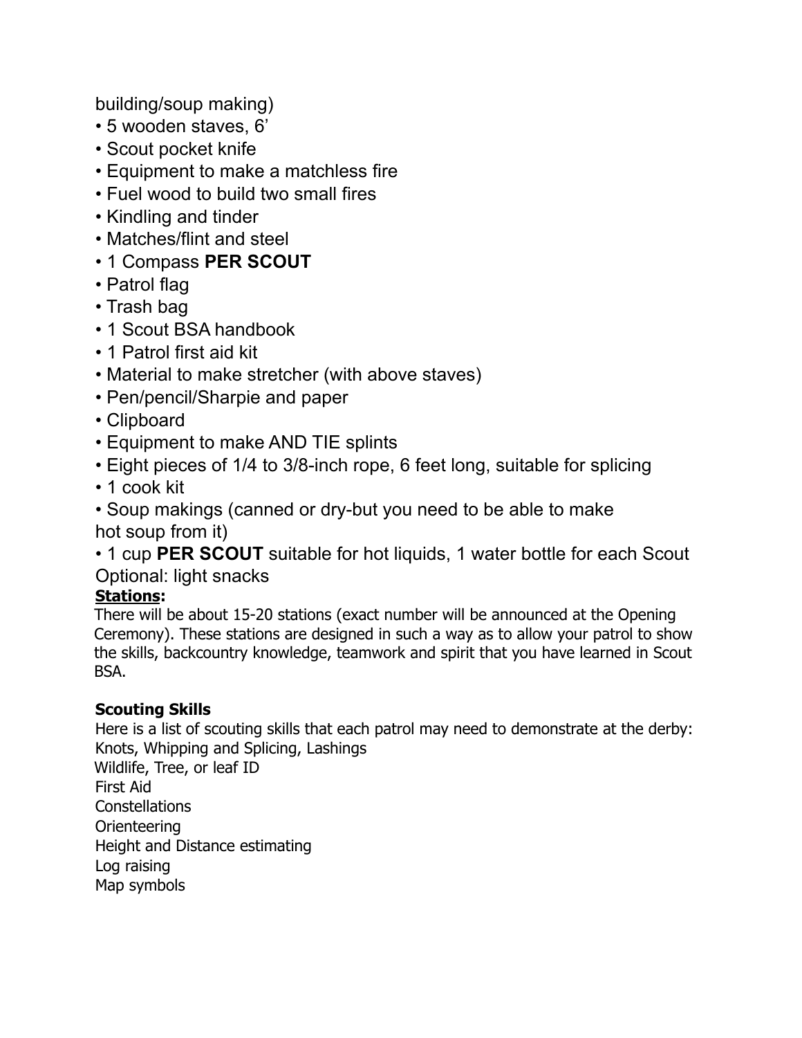building/soup making)

- 5 wooden staves, 6’
- Scout pocket knife
- Equipment to make a matchless fire
- Fuel wood to build two small fires
- Kindling and tinder
- Matches/flint and steel
- 1 Compass **PER SCOUT**
- Patrol flag
- Trash bag
- 1 Scout BSA handbook
- 1 Patrol first aid kit
- Material to make stretcher (with above staves)
- Pen/pencil/Sharpie and paper
- Clipboard
- Equipment to make AND TIE splints
- Eight pieces of 1/4 to 3/8-inch rope, 6 feet long, suitable for splicing
- 1 cook kit
- Soup makings (canned or dry-but you need to be able to make hot soup from it)
- 1 cup **PER SCOUT** suitable for hot liquids, 1 water bottle for each Scout

Optional: light snacks

**Stations:**

There will be about 15-20 stations (exact number will be announced at the Opening Ceremony). These stations are designed in such a way as to allow your patrol to show the skills, backcountry knowledge, teamwork and spirit that you have learned in Scout BSA.

**Scouting Skills**

Here is a list of scouting skills that each patrol may need to demonstrate at the derby:

Knots, Whipping and Splicing, Lashings
Wildlife, Tree, or leaf ID
First Aid
Constellations
Orienteering
Height and Distance estimating
Log raising
Map symbols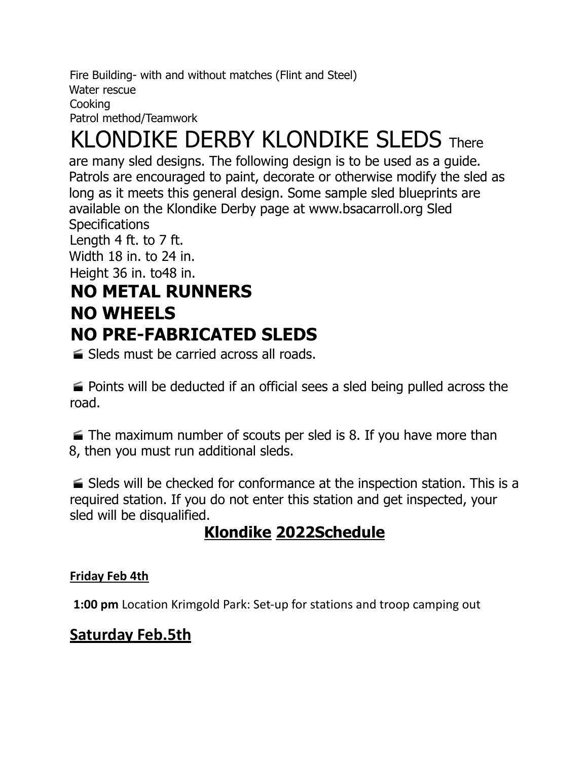Fire Building- with and without matches (Flint and Steel)
Water rescue
Cooking
Patrol method/Teamwork

# KLONDIKE DERBY KLONDIKE SLEDS

There are many sled designs. The following design is to be used as a guide. Patrols are encouraged to paint, decorate or otherwise modify the sled as long as it meets this general design. Some sample sled blueprints are available on the Klondike Derby page at www.bsacarroll.org Sled Specifications

Length 4 ft. to 7 ft.
Width 18 in. to 24 in.
Height 36 in. to48 in.

## NO METAL RUNNERS
## NO WHEELS
## NO PRE-FABRICATED SLEDS

- Sleds must be carried across all roads.

- Points will be deducted if an official sees a sled being pulled across the road.

- The maximum number of scouts per sled is 8. If you have more than 8, then you must run additional sleds.

- Sleds will be checked for conformance at the inspection station. This is a required station. If you do not enter this station and get inspected, your sled will be disqualified.

## Klondike 2022Schedule

**Friday Feb 4th**

**1:00 pm** Location Krimgold Park: Set-up for stations and troop camping out

### Saturday Feb.5th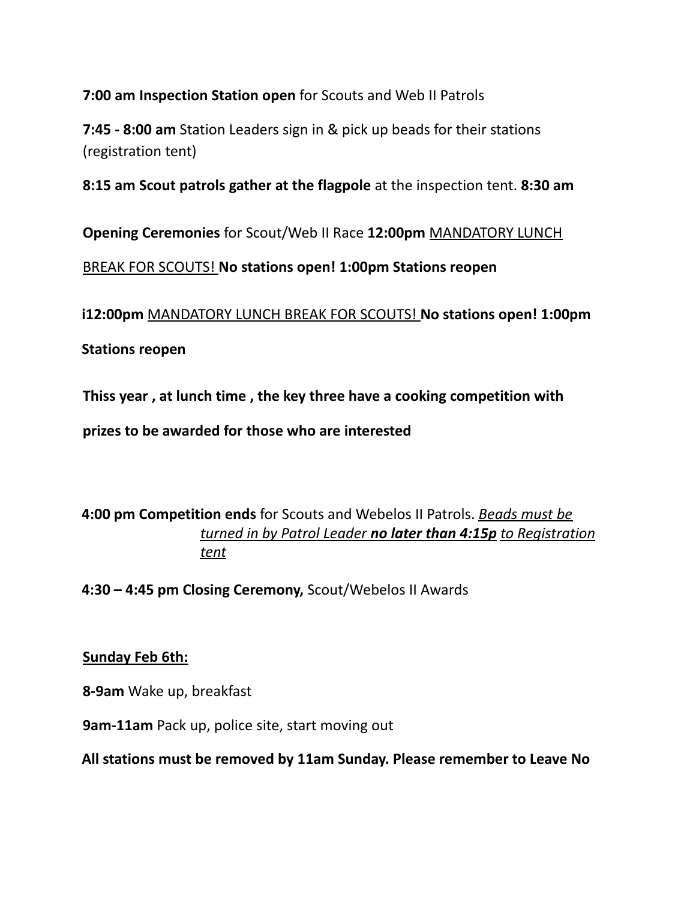**7:00 am Inspection Station open** for Scouts and Web II Patrols

**7:45 - 8:00 am** Station Leaders sign in & pick up beads for their stations (registration tent)

**8:15 am Scout patrols gather at the flagpole** at the inspection tent. **8:30 am**

**Opening Ceremonies** for Scout/Web II Race **12:00pm** MANDATORY LUNCH

BREAK FOR SCOUTS! **No stations open! 1:00pm Stations reopen**

**i12:00pm** MANDATORY LUNCH BREAK FOR SCOUTS! **No stations open! 1:00pm**

**Stations reopen**

**Thiss year , at lunch time , the key three have a cooking competition with**

**prizes to be awarded for those who are interested**

**4:00 pm Competition ends** for Scouts and Webelos II Patrols. *Beads must be turned in by Patrol Leader* ***no later than 4:15p*** *to Registration tent*

**4:30 – 4:45 pm Closing Ceremony,** Scout/Webelos II Awards

**Sunday Feb 6th:**

**8-9am** Wake up, breakfast

**9am-11am** Pack up, police site, start moving out

**All stations must be removed by 11am Sunday. Please remember to Leave No**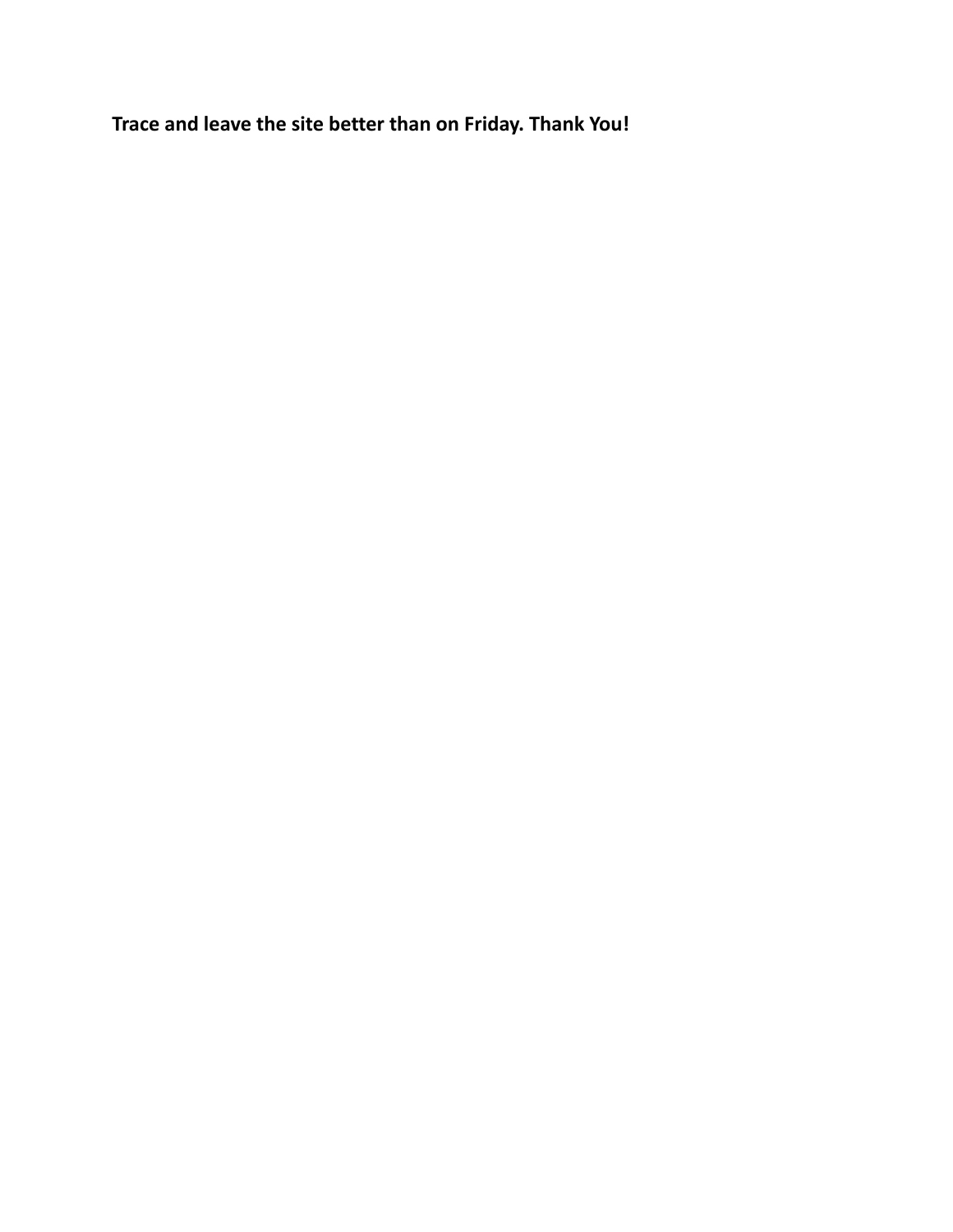**Trace and leave the site better than on Friday. Thank You!**